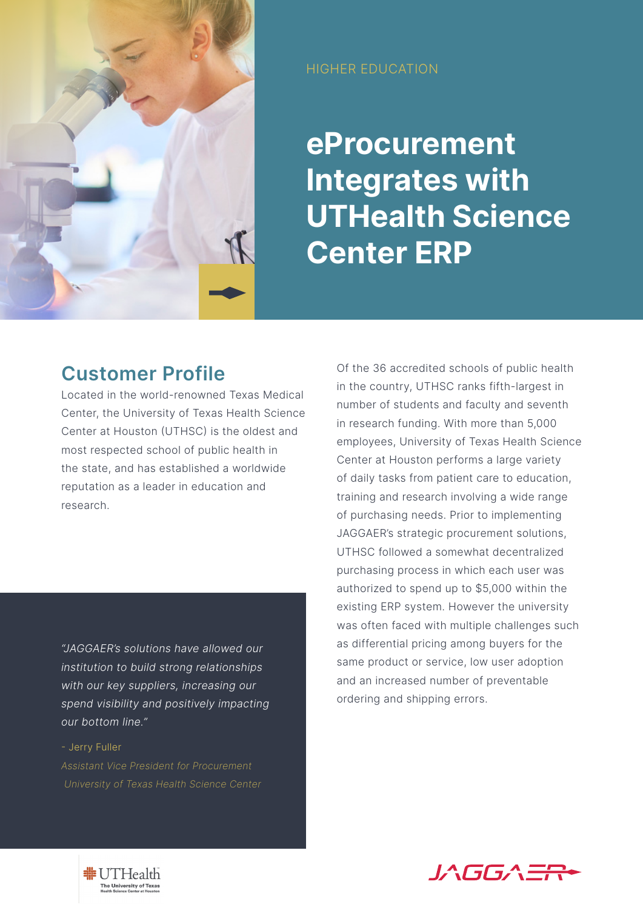HIGHER EDUCATION

# eProcurement Integrates with UTHealth Science Center ERP

## Customer Profile

Located in the world-renowned Texas Medical Center, the University of Texas Health Science Center at Houston (UTHSC) is the oldest and most respected school of public health in the state, and has established a worldwide reputation as a leader in education and research.

*"JAGGAER's solutions have allowed our institution to build strong relationships with our key suppliers, increasing our spend visibility and positively impacting our bottom line."*

- Jerry Fuller

*Assistant Vice President for Procurement*

*University of Texas Health Science Center*

Of the 36 accredited schools of public health in the country, UTHSC ranks fifth-largest in number of students and faculty and seventh in research funding. With more than 5,000 employees, University of Texas Health Science Center at Houston performs a large variety of daily tasks from patient care to education, training and research involving a wide range of purchasing needs. Prior to implementing JAGGAER's strategic procurement solutions, UTHSC followed a somewhat decentralized purchasing process in which each user was authorized to spend up to $5,000 within the existing ERP system. However the university was often faced with multiple challenges such as differential pricing among buyers for the same product or service, low user adoption and an increased number of preventable ordering and shipping errors.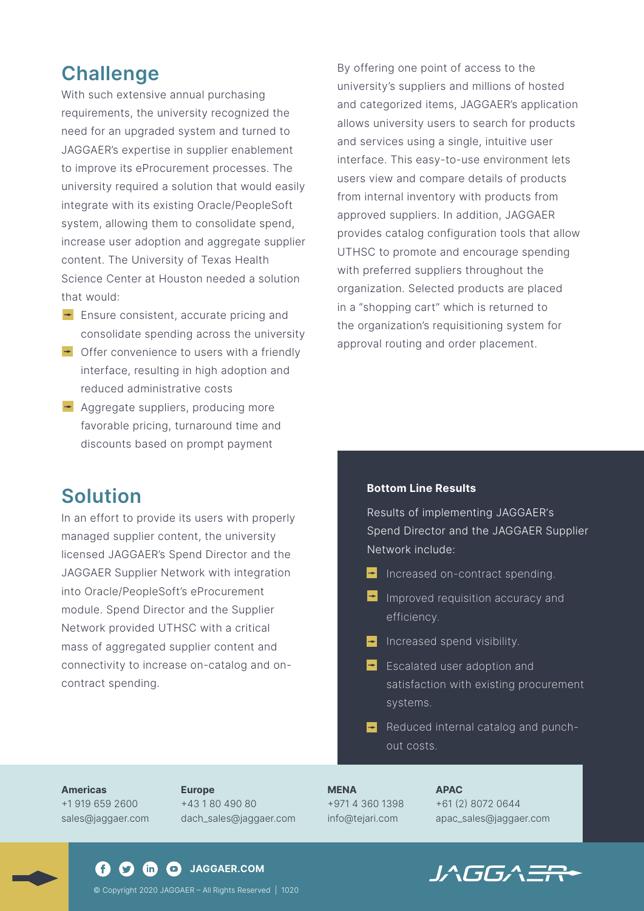## Challenge

With such extensive annual purchasing requirements, the university recognized the need for an upgraded system and turned to JAGGAER's expertise in supplier enablement to improve its eProcurement processes. The university required a solution that would easily integrate with its existing Oracle/PeopleSoft system, allowing them to consolidate spend, increase user adoption and aggregate supplier content. The University of Texas Health Science Center at Houston needed a solution that would:

- Ensure consistent, accurate pricing and consolidate spending across the university
- Offer convenience to users with a friendly interface, resulting in high adoption and reduced administrative costs
- Aggregate suppliers, producing more favorable pricing, turnaround time and discounts based on prompt payment

## Solution

In an effort to provide its users with properly managed supplier content, the university licensed JAGGAER's Spend Director and the JAGGAER Supplier Network with integration into Oracle/PeopleSoft's eProcurement module. Spend Director and the Supplier Network provided UTHSC with a critical mass of aggregated supplier content and connectivity to increase on-catalog and on-contract spending.

By offering one point of access to the university's suppliers and millions of hosted and categorized items, JAGGAER's application allows university users to search for products and services using a single, intuitive user interface. This easy-to-use environment lets users view and compare details of products from internal inventory with products from approved suppliers. In addition, JAGGAER provides catalog configuration tools that allow UTHSC to promote and encourage spending with preferred suppliers throughout the organization. Selected products are placed in a "shopping cart" which is returned to the organization's requisitioning system for approval routing and order placement.

**Bottom Line Results**

Results of implementing JAGGAER's Spend Director and the JAGGAER Supplier Network include:

- Increased on-contract spending.
- Improved requisition accuracy and efficiency.
- Increased spend visibility.
- Escalated user adoption and satisfaction with existing procurement systems.
- Reduced internal catalog and punch-out costs.

**Americas**
+1 919 659 2600
sales@jaggaer.com

**Europe**
+43 1 80 490 80
dach_sales@jaggaer.com

**MENA**
+971 4 360 1398
info@tejari.com

**APAC**
+61 (2) 8072 0644
apac_sales@jaggaer.com

JAGGAER.COM

© Copyright 2020 JAGGAER – All Rights Reserved | 1020